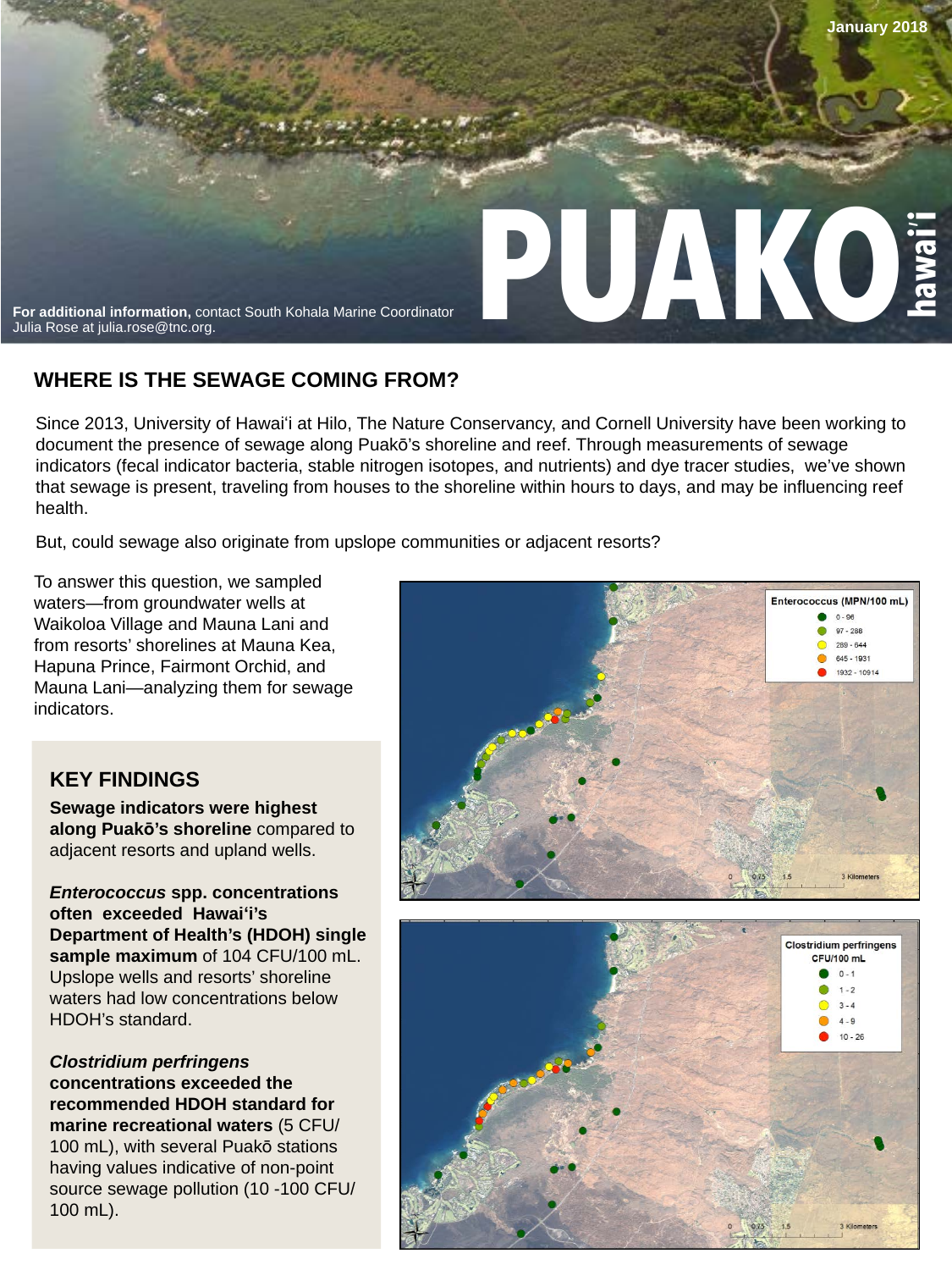January 2018

# PUAKO hawai'i

**For additional information,** contact South Kohala Marine Coordinator Julia Rose at julia.rose@tnc.org.

## WHERE IS THE SEWAGE COMING FROM?

Since 2013, University of Hawaiʻi at Hilo, The Nature Conservancy, and Cornell University have been working to document the presence of sewage along Puakō's shoreline and reef. Through measurements of sewage indicators (fecal indicator bacteria, stable nitrogen isotopes, and nutrients) and dye tracer studies, we've shown that sewage is present, traveling from houses to the shoreline within hours to days, and may be influencing reef health.

But, could sewage also originate from upslope communities or adjacent resorts?

To answer this question, we sampled waters—from groundwater wells at Waikoloa Village and Mauna Lani and from resorts' shorelines at Mauna Kea, Hapuna Prince, Fairmont Orchid, and Mauna Lani—analyzing them for sewage indicators.

### KEY FINDINGS

**Sewage indicators were highest along Puakō's shoreline** compared to adjacent resorts and upland wells.

***Enterococcus* spp. concentrations often exceeded Hawaiʻi's Department of Health's (HDOH) single sample maximum** of 104 CFU/100 mL. Upslope wells and resorts' shoreline waters had low concentrations below HDOH's standard.

***Clostridium perfringens* concentrations exceeded the recommended HDOH standard for marine recreational waters** (5 CFU/100 mL), with several Puakō stations having values indicative of non-point source sewage pollution (10 -100 CFU/100 mL).

Enterococcus (MPN/100 mL)

- 0 - 96
- 97 - 288
- 289 - 644
- 645 - 1931
- 1932 - 10914

0 0.75 1.5 3 Kilometers

Clostridium perfringens CFU/100 mL

- 0 - 1
- 1 - 2
- 3 - 4
- 4 - 9
- 10 - 26

0 0.75 1.5 3 Kilometers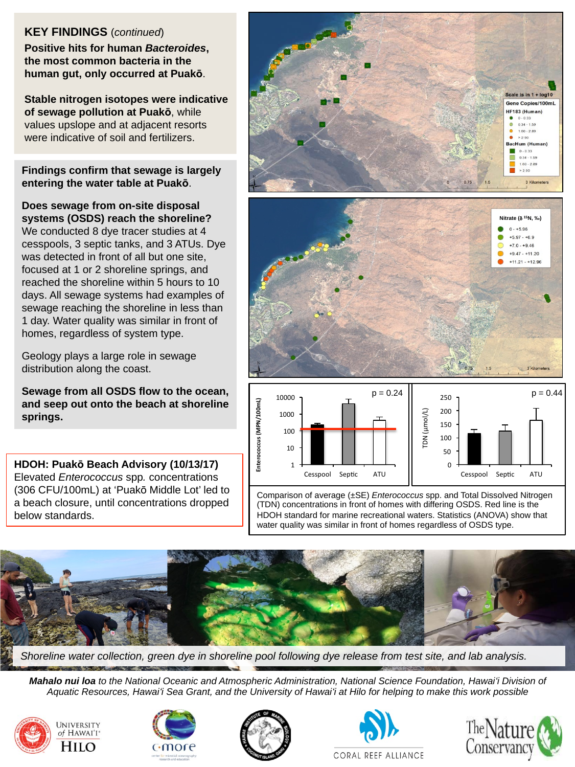**KEY FINDINGS** (*continued*)

**Positive hits for human *Bacteroides*, the most common bacteria in the human gut, only occurred at Puakō.**

**Stable nitrogen isotopes were indicative of sewage pollution at Puakō**, while values upslope and at adjacent resorts were indicative of soil and fertilizers.

Scale is in 1 + log10

Gene Copies/100mL

HF183 (Human)

0 - 0.33

0.34 - 1.59

1.60 - 2.89

> 2.90

BacHum (Human)

0 - 0.33

0.34 - 1.59

1.60 - 2.89

> 2.90

0 0.75 1.5 3 Kilometers

Nitrate ($\delta^{15}N$, ‰)

0 - +5.96

+5.97 - +6.9

+7.0 - +9.46

+9.47 - +11.20

+11.21 - +12.96

0 0.75 1.5 3 Kilometers

**Findings confirm that sewage is largely entering the water table at Puakō.**

**Does sewage from on-site disposal systems (OSDS) reach the shoreline?** We conducted 8 dye tracer studies at 4 cesspools, 3 septic tanks, and 3 ATUs. Dye was detected in front of all but one site, focused at 1 or 2 shoreline springs, and reached the shoreline within 5 hours to 10 days. All sewage systems had examples of sewage reaching the shoreline in less than 1 day. Water quality was similar in front of homes, regardless of system type.

Geology plays a large role in sewage distribution along the coast.

**Sewage from all OSDS flow to the ocean, and seep out onto the beach at shoreline springs.**

p = 0.24

Enterococcus (MPN/100mL)

10000

1000

100

10

1

Cesspool Septic ATU

p = 0.44

TDN (μmol/L)

250

200

150

100

50

0

Cesspool Septic ATU

Comparison of average (±SE) *Enterococcus* spp. and Total Dissolved Nitrogen (TDN) concentrations in front of homes with differing OSDS. Red line is the HDOH standard for marine recreational waters. Statistics (ANOVA) show that water quality was similar in front of homes regardless of OSDS type.

**HDOH: Puakō Beach Advisory (10/13/17)**

Elevated *Enterococcus* spp. concentrations (306 CFU/100mL) at 'Puakō Middle Lot' led to a beach closure, until concentrations dropped below standards.

*Shoreline water collection, green dye in shoreline pool following dye release from test site, and lab analysis.*

***Mahalo nui loa*** *to the National Oceanic and Atmospheric Administration, National Science Foundation, Hawai'i Division of Aquatic Resources, Hawai'i Sea Grant, and the University of Hawai'i at Hilo for helping to make this work possible*

University of Hawai'i Hilo — C-MORE — Hawaii Institute of Marine Biology — Coral Reef Alliance — The Nature Conservancy